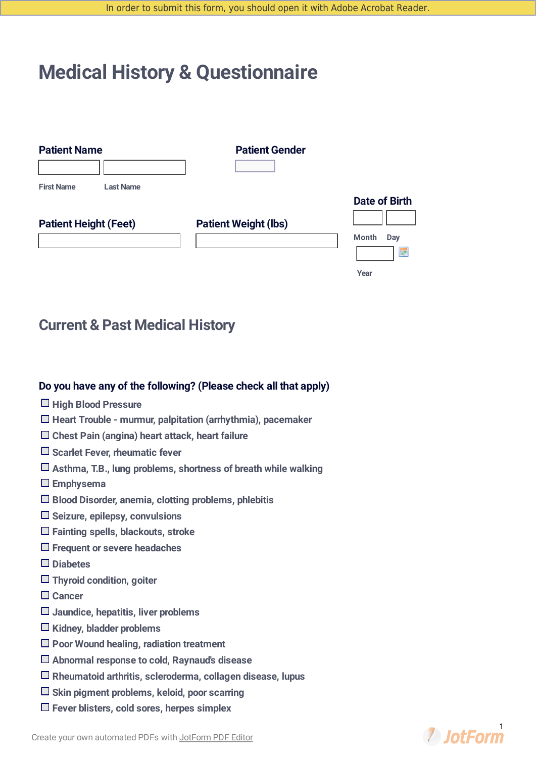In order to submit this form, you should open it with Adobe Acrobat Reader.

# Medical History & Questionnaire

**Patient Name**

First Name Last Name

**Patient Gender**

**Date of Birth**

Month Day

Year

**Patient Height (Feet)**

**Patient Weight (lbs)**

## Current & Past Medical History

### Do you have any of the following? (Please check all that apply)

- ☐ High Blood Pressure
- ☐ Heart Trouble - murmur, palpitation (arrhythmia), pacemaker
- ☐ Chest Pain (angina) heart attack, heart failure
- ☐ Scarlet Fever, rheumatic fever
- ☐ Asthma, T.B., lung problems, shortness of breath while walking
- ☐ Emphysema
- ☐ Blood Disorder, anemia, clotting problems, phlebitis
- ☐ Seizure, epilepsy, convulsions
- ☐ Fainting spells, blackouts, stroke
- ☐ Frequent or severe headaches
- ☐ Diabetes
- ☐ Thyroid condition, goiter
- ☐ Cancer
- ☐ Jaundice, hepatitis, liver problems
- ☐ Kidney, bladder problems
- ☐ Poor Wound healing, radiation treatment
- ☐ Abnormal response to cold, Raynaud's disease
- ☐ Rheumatoid arthritis, scleroderma, collagen disease, lupus
- ☐ Skin pigment problems, keloid, poor scarring
- ☐ Fever blisters, cold sores, herpes simplex

Create your own automated PDFs with JotForm PDF Editor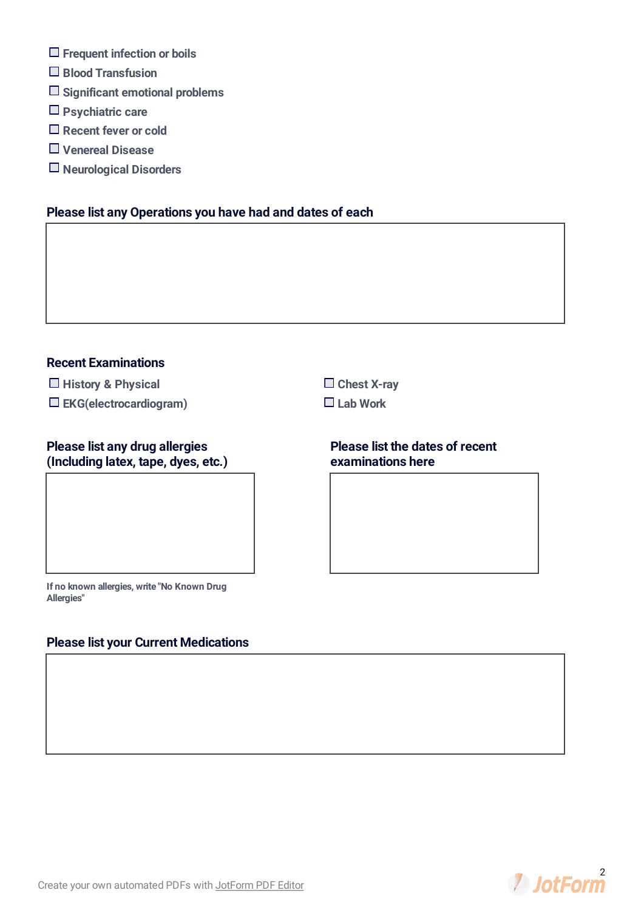- [ ] Frequent infection or boils
- [ ] Blood Transfusion
- [ ] Significant emotional problems
- [ ] Psychiatric care
- [ ] Recent fever or cold
- [ ] Venereal Disease
- [ ] Neurological Disorders

**Please list any Operations you have had and dates of each**

**Recent Examinations**

- [ ] History & Physical
- [ ] EKG(electrocardiogram)
- [ ] Chest X-ray
- [ ] Lab Work

**Please list any drug allergies (Including latex, tape, dyes, etc.)**

If no known allergies, write "No Known Drug Allergies"

**Please list the dates of recent examinations here**

**Please list your Current Medications**

Create your own automated PDFs with JotForm PDF Editor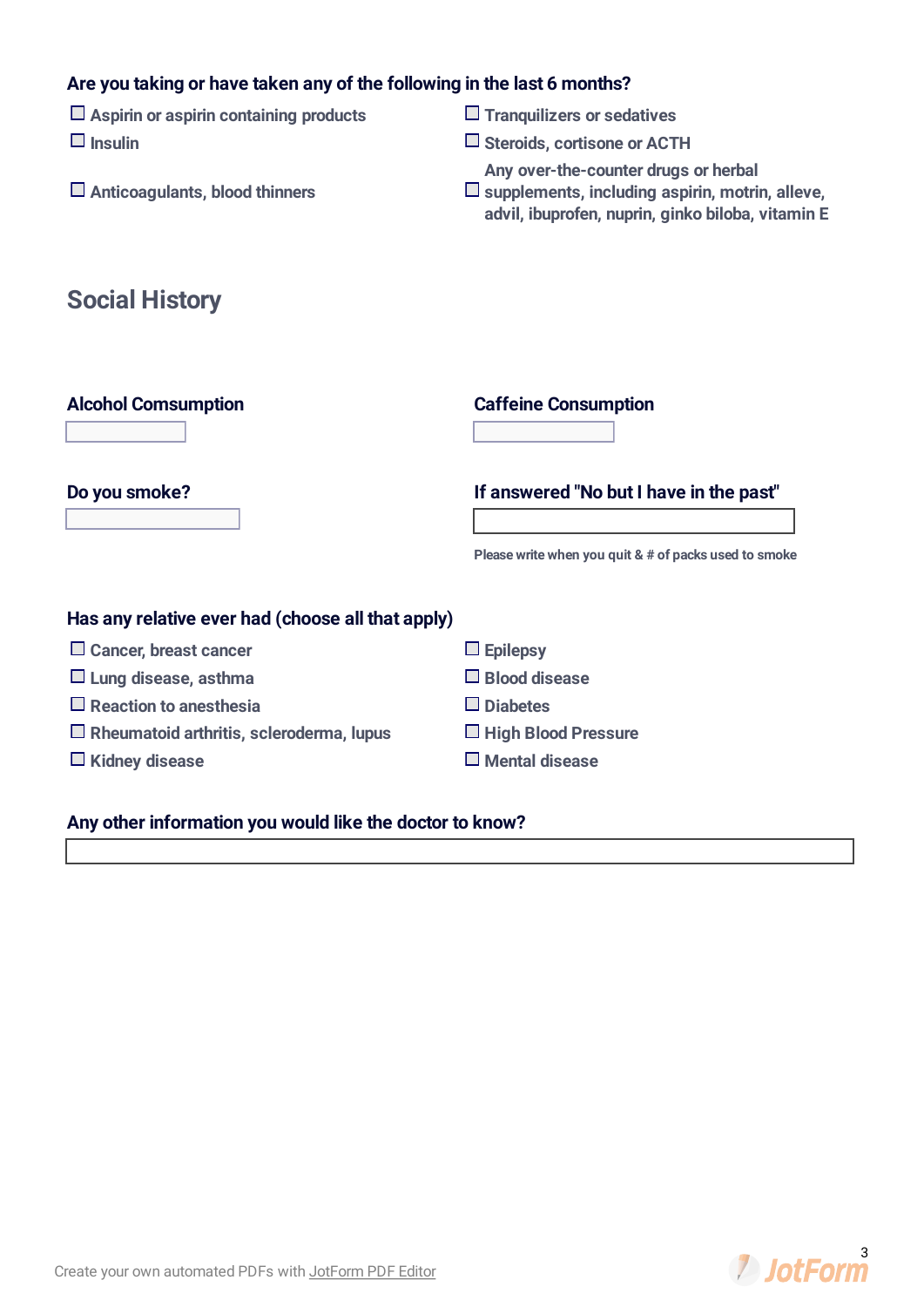**Are you taking or have taken any of the following in the last 6 months?**

- [ ] Aspirin or aspirin containing products
- [ ] Insulin
- [ ] Anticoagulants, blood thinners
- [ ] Tranquilizers or sedatives
- [ ] Steroids, cortisone or ACTH
- [ ] Any over-the-counter drugs or herbal supplements, including aspirin, motrin, alleve, advil, ibuprofen, nuprin, ginko biloba, vitamin E

## Social History

**Alcohol Comsumption**

**Caffeine Consumption**

**Do you smoke?**

**If answered "No but I have in the past"**

Please write when you quit & # of packs used to smoke

**Has any relative ever had (choose all that apply)**

- [ ] Cancer, breast cancer
- [ ] Lung disease, asthma
- [ ] Reaction to anesthesia
- [ ] Rheumatoid arthritis, scleroderma, lupus
- [ ] Kidney disease
- [ ] Epilepsy
- [ ] Blood disease
- [ ] Diabetes
- [ ] High Blood Pressure
- [ ] Mental disease

**Any other information you would like the doctor to know?**

Create your own automated PDFs with JotForm PDF Editor